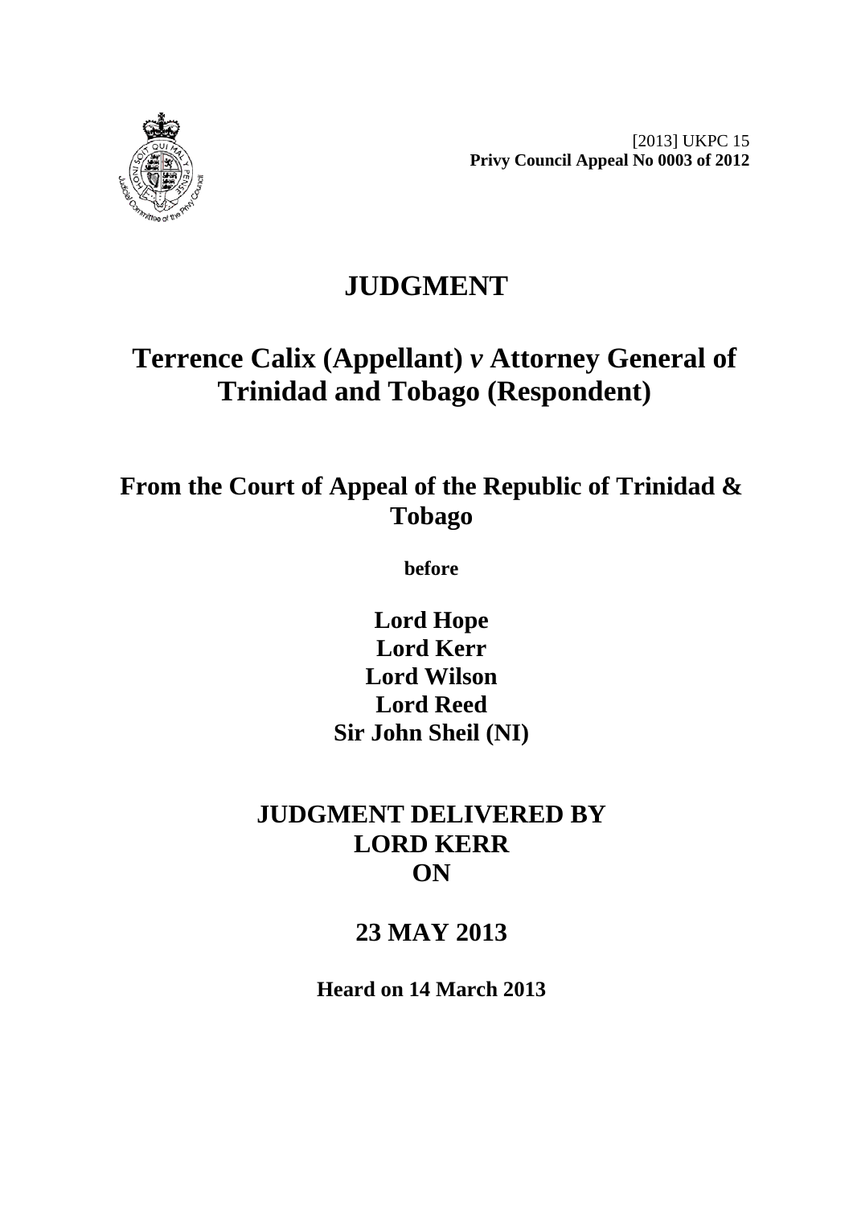[2013] UKPC 15
**Privy Council Appeal No 0003 of 2012**

# JUDGMENT

## Terrence Calix (Appellant) *v* Attorney General of Trinidad and Tobago (Respondent)

## From the Court of Appeal of the Republic of Trinidad & Tobago

**before**

**Lord Hope**
**Lord Kerr**
**Lord Wilson**
**Lord Reed**
**Sir John Sheil (NI)**

## JUDGMENT DELIVERED BY LORD KERR ON

## 23 MAY 2013

**Heard on 14 March 2013**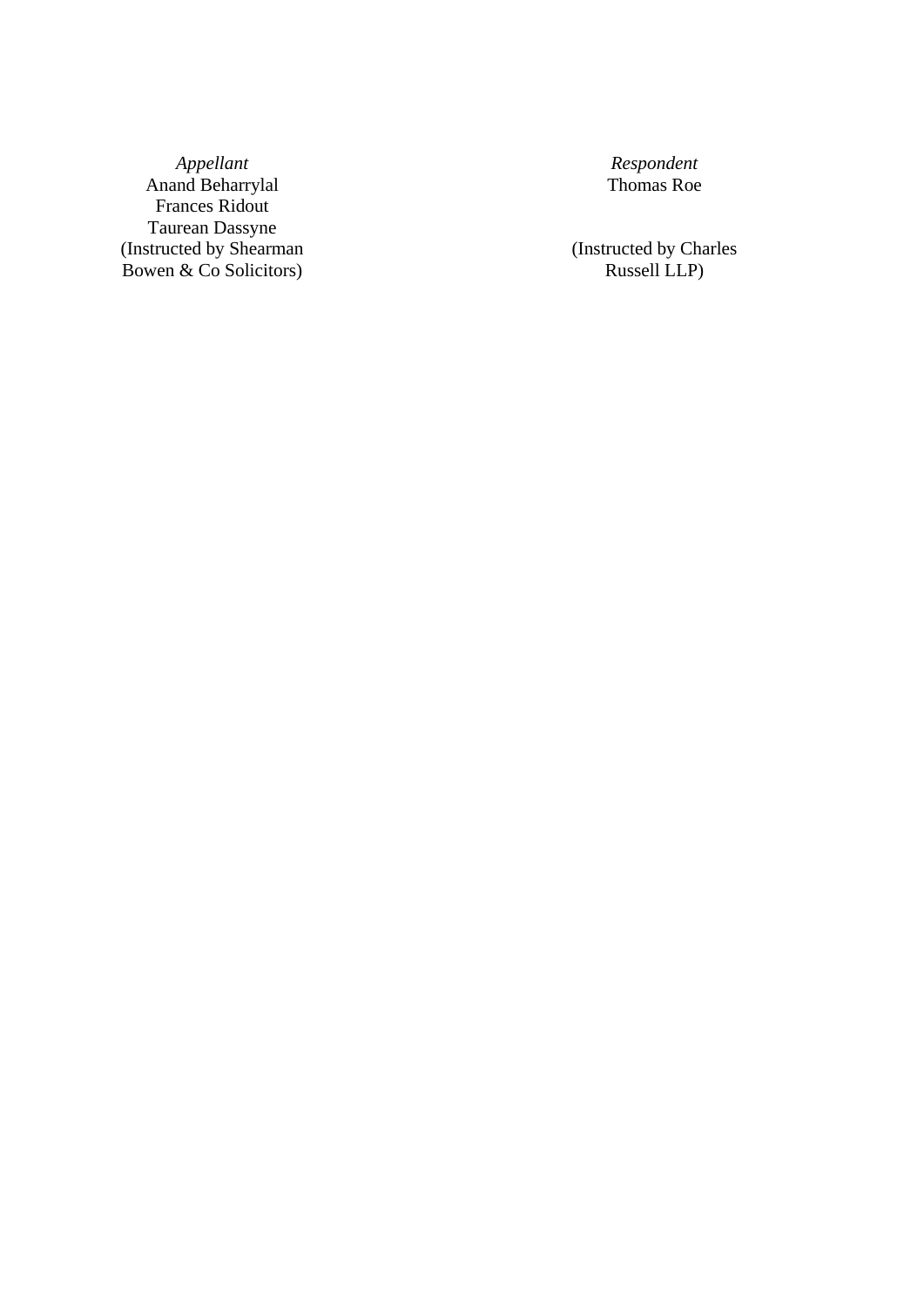| *Appellant* | *Respondent* |
| --- | --- |
| Anand Beharrylal | Thomas Roe |
| Frances Ridout | |
| Taurean Dassyne | |
| (Instructed by Shearman Bowen & Co Solicitors) | (Instructed by Charles Russell LLP) |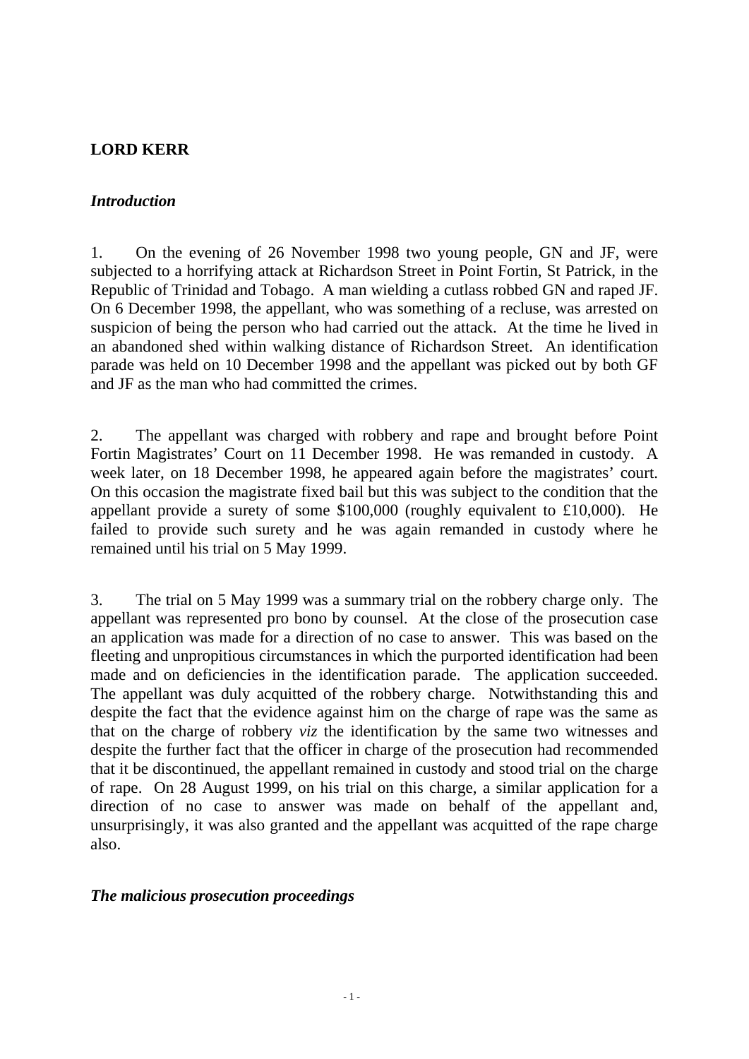## LORD KERR

### *Introduction*

1. On the evening of 26 November 1998 two young people, GN and JF, were subjected to a horrifying attack at Richardson Street in Point Fortin, St Patrick, in the Republic of Trinidad and Tobago. A man wielding a cutlass robbed GN and raped JF. On 6 December 1998, the appellant, who was something of a recluse, was arrested on suspicion of being the person who had carried out the attack. At the time he lived in an abandoned shed within walking distance of Richardson Street. An identification parade was held on 10 December 1998 and the appellant was picked out by both GF and JF as the man who had committed the crimes.

2. The appellant was charged with robbery and rape and brought before Point Fortin Magistrates' Court on 11 December 1998. He was remanded in custody. A week later, on 18 December 1998, he appeared again before the magistrates' court. On this occasion the magistrate fixed bail but this was subject to the condition that the appellant provide a surety of some $100,000 (roughly equivalent to £10,000). He failed to provide such surety and he was again remanded in custody where he remained until his trial on 5 May 1999.

3. The trial on 5 May 1999 was a summary trial on the robbery charge only. The appellant was represented pro bono by counsel. At the close of the prosecution case an application was made for a direction of no case to answer. This was based on the fleeting and unpropitious circumstances in which the purported identification had been made and on deficiencies in the identification parade. The application succeeded. The appellant was duly acquitted of the robbery charge. Notwithstanding this and despite the fact that the evidence against him on the charge of rape was the same as that on the charge of robbery *viz* the identification by the same two witnesses and despite the further fact that the officer in charge of the prosecution had recommended that it be discontinued, the appellant remained in custody and stood trial on the charge of rape. On 28 August 1999, on his trial on this charge, a similar application for a direction of no case to answer was made on behalf of the appellant and, unsurprisingly, it was also granted and the appellant was acquitted of the rape charge also.

### *The malicious prosecution proceedings*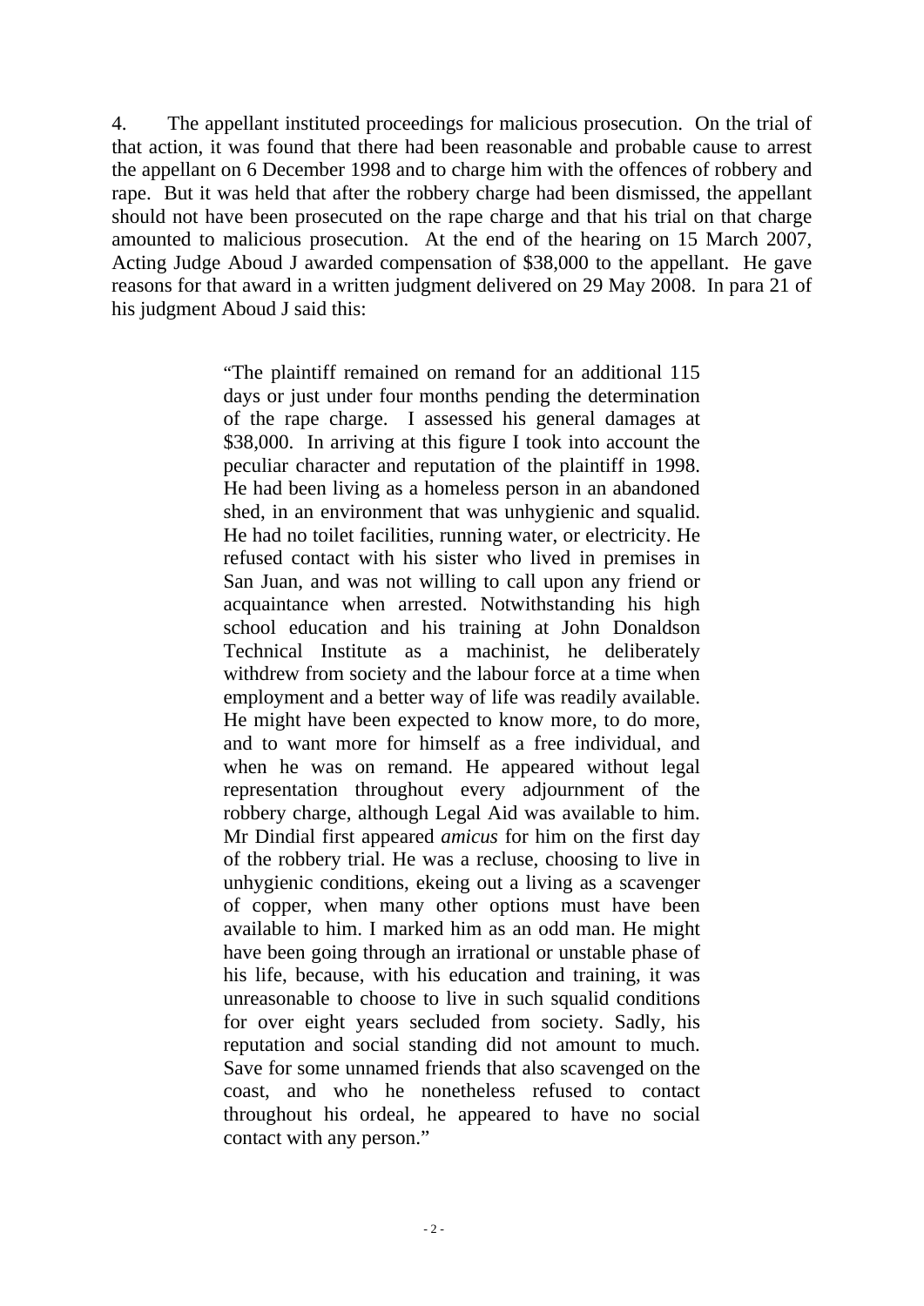4. The appellant instituted proceedings for malicious prosecution. On the trial of that action, it was found that there had been reasonable and probable cause to arrest the appellant on 6 December 1998 and to charge him with the offences of robbery and rape. But it was held that after the robbery charge had been dismissed, the appellant should not have been prosecuted on the rape charge and that his trial on that charge amounted to malicious prosecution. At the end of the hearing on 15 March 2007, Acting Judge Aboud J awarded compensation of $38,000 to the appellant. He gave reasons for that award in a written judgment delivered on 29 May 2008. In para 21 of his judgment Aboud J said this:

> "The plaintiff remained on remand for an additional 115 days or just under four months pending the determination of the rape charge. I assessed his general damages at $38,000. In arriving at this figure I took into account the peculiar character and reputation of the plaintiff in 1998. He had been living as a homeless person in an abandoned shed, in an environment that was unhygienic and squalid. He had no toilet facilities, running water, or electricity. He refused contact with his sister who lived in premises in San Juan, and was not willing to call upon any friend or acquaintance when arrested. Notwithstanding his high school education and his training at John Donaldson Technical Institute as a machinist, he deliberately withdrew from society and the labour force at a time when employment and a better way of life was readily available. He might have been expected to know more, to do more, and to want more for himself as a free individual, and when he was on remand. He appeared without legal representation throughout every adjournment of the robbery charge, although Legal Aid was available to him. Mr Dindial first appeared *amicus* for him on the first day of the robbery trial. He was a recluse, choosing to live in unhygienic conditions, ekeing out a living as a scavenger of copper, when many other options must have been available to him. I marked him as an odd man. He might have been going through an irrational or unstable phase of his life, because, with his education and training, it was unreasonable to choose to live in such squalid conditions for over eight years secluded from society. Sadly, his reputation and social standing did not amount to much. Save for some unnamed friends that also scavenged on the coast, and who he nonetheless refused to contact throughout his ordeal, he appeared to have no social contact with any person."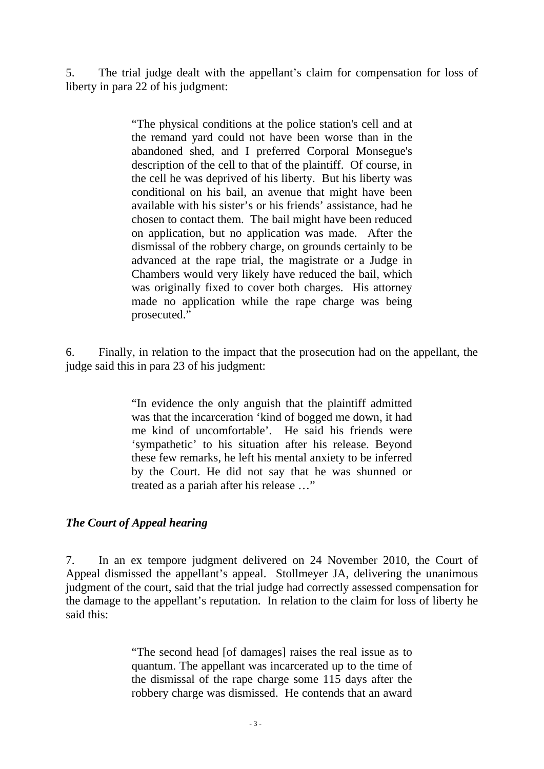5. The trial judge dealt with the appellant's claim for compensation for loss of liberty in para 22 of his judgment:

> "The physical conditions at the police station's cell and at the remand yard could not have been worse than in the abandoned shed, and I preferred Corporal Monsegue's description of the cell to that of the plaintiff. Of course, in the cell he was deprived of his liberty. But his liberty was conditional on his bail, an avenue that might have been available with his sister's or his friends' assistance, had he chosen to contact them. The bail might have been reduced on application, but no application was made. After the dismissal of the robbery charge, on grounds certainly to be advanced at the rape trial, the magistrate or a Judge in Chambers would very likely have reduced the bail, which was originally fixed to cover both charges. His attorney made no application while the rape charge was being prosecuted."

6. Finally, in relation to the impact that the prosecution had on the appellant, the judge said this in para 23 of his judgment:

> "In evidence the only anguish that the plaintiff admitted was that the incarceration 'kind of bogged me down, it had me kind of uncomfortable'. He said his friends were 'sympathetic' to his situation after his release. Beyond these few remarks, he left his mental anxiety to be inferred by the Court. He did not say that he was shunned or treated as a pariah after his release …"

### *The Court of Appeal hearing*

7. In an ex tempore judgment delivered on 24 November 2010, the Court of Appeal dismissed the appellant's appeal. Stollmeyer JA, delivering the unanimous judgment of the court, said that the trial judge had correctly assessed compensation for the damage to the appellant's reputation. In relation to the claim for loss of liberty he said this:

> "The second head [of damages] raises the real issue as to quantum. The appellant was incarcerated up to the time of the dismissal of the rape charge some 115 days after the robbery charge was dismissed. He contends that an award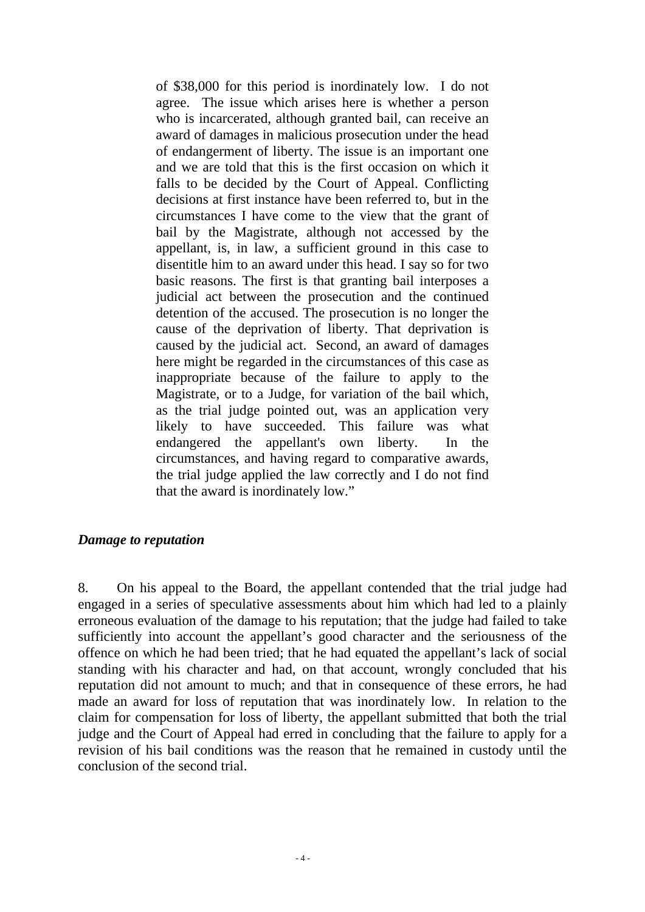> of $38,000 for this period is inordinately low. I do not agree. The issue which arises here is whether a person who is incarcerated, although granted bail, can receive an award of damages in malicious prosecution under the head of endangerment of liberty. The issue is an important one and we are told that this is the first occasion on which it falls to be decided by the Court of Appeal. Conflicting decisions at first instance have been referred to, but in the circumstances I have come to the view that the grant of bail by the Magistrate, although not accessed by the appellant, is, in law, a sufficient ground in this case to disentitle him to an award under this head. I say so for two basic reasons. The first is that granting bail interposes a judicial act between the prosecution and the continued detention of the accused. The prosecution is no longer the cause of the deprivation of liberty. That deprivation is caused by the judicial act. Second, an award of damages here might be regarded in the circumstances of this case as inappropriate because of the failure to apply to the Magistrate, or to a Judge, for variation of the bail which, as the trial judge pointed out, was an application very likely to have succeeded. This failure was what endangered the appellant's own liberty. In the circumstances, and having regard to comparative awards, the trial judge applied the law correctly and I do not find that the award is inordinately low."

***Damage to reputation***

8. On his appeal to the Board, the appellant contended that the trial judge had engaged in a series of speculative assessments about him which had led to a plainly erroneous evaluation of the damage to his reputation; that the judge had failed to take sufficiently into account the appellant's good character and the seriousness of the offence on which he had been tried; that he had equated the appellant's lack of social standing with his character and had, on that account, wrongly concluded that his reputation did not amount to much; and that in consequence of these errors, he had made an award for loss of reputation that was inordinately low. In relation to the claim for compensation for loss of liberty, the appellant submitted that both the trial judge and the Court of Appeal had erred in concluding that the failure to apply for a revision of his bail conditions was the reason that he remained in custody until the conclusion of the second trial.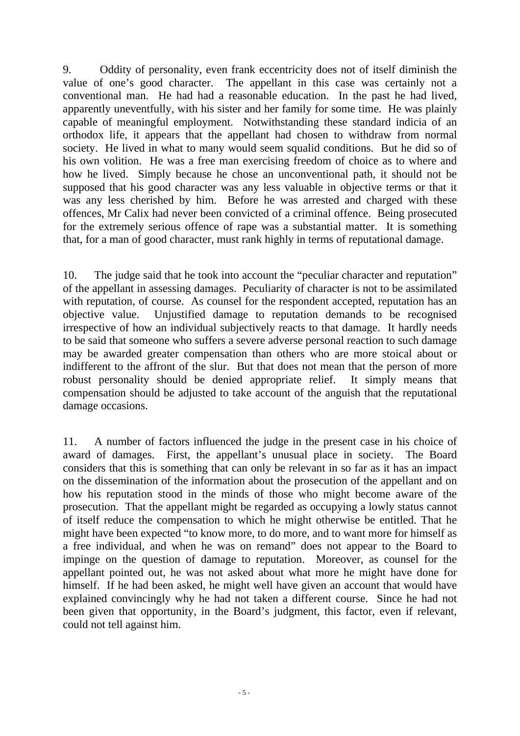9. Oddity of personality, even frank eccentricity does not of itself diminish the value of one's good character. The appellant in this case was certainly not a conventional man. He had had a reasonable education. In the past he had lived, apparently uneventfully, with his sister and her family for some time. He was plainly capable of meaningful employment. Notwithstanding these standard indicia of an orthodox life, it appears that the appellant had chosen to withdraw from normal society. He lived in what to many would seem squalid conditions. But he did so of his own volition. He was a free man exercising freedom of choice as to where and how he lived. Simply because he chose an unconventional path, it should not be supposed that his good character was any less valuable in objective terms or that it was any less cherished by him. Before he was arrested and charged with these offences, Mr Calix had never been convicted of a criminal offence. Being prosecuted for the extremely serious offence of rape was a substantial matter. It is something that, for a man of good character, must rank highly in terms of reputational damage.

10. The judge said that he took into account the "peculiar character and reputation" of the appellant in assessing damages. Peculiarity of character is not to be assimilated with reputation, of course. As counsel for the respondent accepted, reputation has an objective value. Unjustified damage to reputation demands to be recognised irrespective of how an individual subjectively reacts to that damage. It hardly needs to be said that someone who suffers a severe adverse personal reaction to such damage may be awarded greater compensation than others who are more stoical about or indifferent to the affront of the slur. But that does not mean that the person of more robust personality should be denied appropriate relief. It simply means that compensation should be adjusted to take account of the anguish that the reputational damage occasions.

11. A number of factors influenced the judge in the present case in his choice of award of damages. First, the appellant's unusual place in society. The Board considers that this is something that can only be relevant in so far as it has an impact on the dissemination of the information about the prosecution of the appellant and on how his reputation stood in the minds of those who might become aware of the prosecution. That the appellant might be regarded as occupying a lowly status cannot of itself reduce the compensation to which he might otherwise be entitled. That he might have been expected "to know more, to do more, and to want more for himself as a free individual, and when he was on remand" does not appear to the Board to impinge on the question of damage to reputation. Moreover, as counsel for the appellant pointed out, he was not asked about what more he might have done for himself. If he had been asked, he might well have given an account that would have explained convincingly why he had not taken a different course. Since he had not been given that opportunity, in the Board's judgment, this factor, even if relevant, could not tell against him.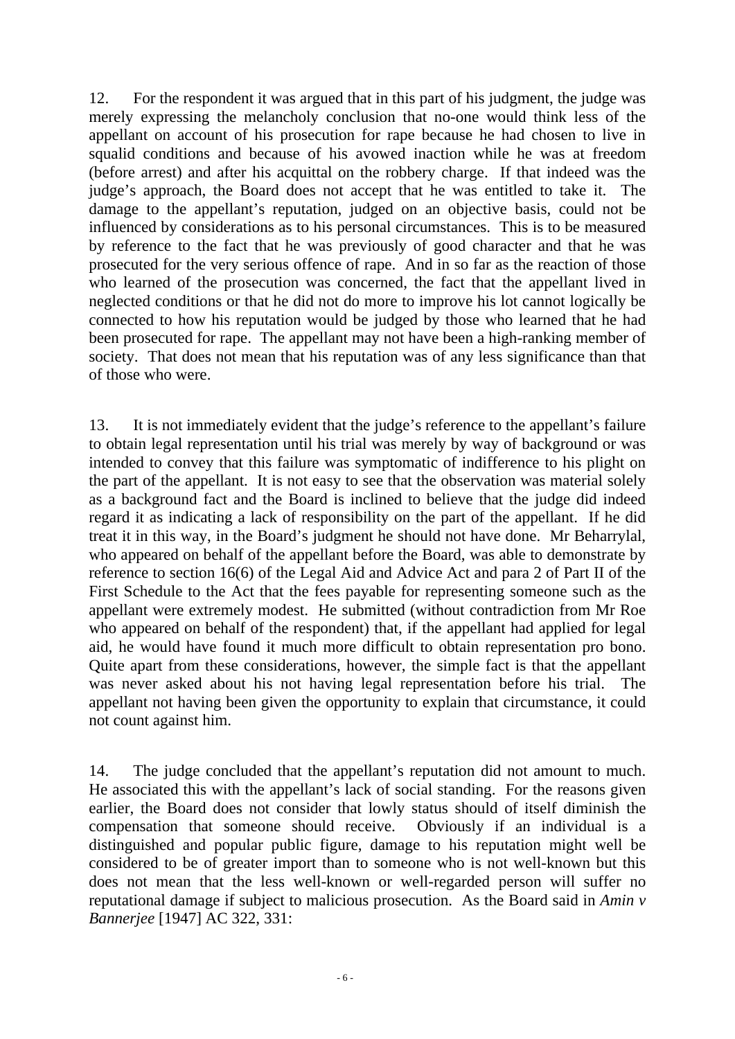12. For the respondent it was argued that in this part of his judgment, the judge was merely expressing the melancholy conclusion that no-one would think less of the appellant on account of his prosecution for rape because he had chosen to live in squalid conditions and because of his avowed inaction while he was at freedom (before arrest) and after his acquittal on the robbery charge. If that indeed was the judge's approach, the Board does not accept that he was entitled to take it. The damage to the appellant's reputation, judged on an objective basis, could not be influenced by considerations as to his personal circumstances. This is to be measured by reference to the fact that he was previously of good character and that he was prosecuted for the very serious offence of rape. And in so far as the reaction of those who learned of the prosecution was concerned, the fact that the appellant lived in neglected conditions or that he did not do more to improve his lot cannot logically be connected to how his reputation would be judged by those who learned that he had been prosecuted for rape. The appellant may not have been a high-ranking member of society. That does not mean that his reputation was of any less significance than that of those who were.

13. It is not immediately evident that the judge's reference to the appellant's failure to obtain legal representation until his trial was merely by way of background or was intended to convey that this failure was symptomatic of indifference to his plight on the part of the appellant. It is not easy to see that the observation was material solely as a background fact and the Board is inclined to believe that the judge did indeed regard it as indicating a lack of responsibility on the part of the appellant. If he did treat it in this way, in the Board's judgment he should not have done. Mr Beharrylal, who appeared on behalf of the appellant before the Board, was able to demonstrate by reference to section 16(6) of the Legal Aid and Advice Act and para 2 of Part II of the First Schedule to the Act that the fees payable for representing someone such as the appellant were extremely modest. He submitted (without contradiction from Mr Roe who appeared on behalf of the respondent) that, if the appellant had applied for legal aid, he would have found it much more difficult to obtain representation pro bono. Quite apart from these considerations, however, the simple fact is that the appellant was never asked about his not having legal representation before his trial. The appellant not having been given the opportunity to explain that circumstance, it could not count against him.

14. The judge concluded that the appellant's reputation did not amount to much. He associated this with the appellant's lack of social standing. For the reasons given earlier, the Board does not consider that lowly status should of itself diminish the compensation that someone should receive. Obviously if an individual is a distinguished and popular public figure, damage to his reputation might well be considered to be of greater import than to someone who is not well-known but this does not mean that the less well-known or well-regarded person will suffer no reputational damage if subject to malicious prosecution. As the Board said in *Amin v Bannerjee* [1947] AC 322, 331: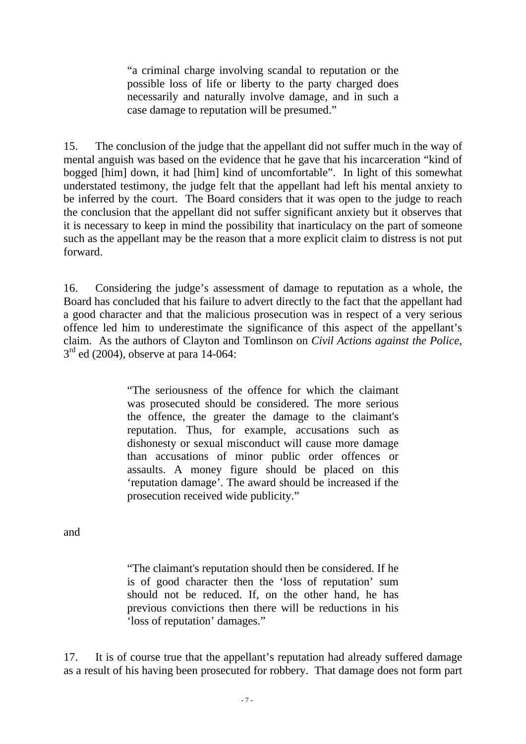> "a criminal charge involving scandal to reputation or the possible loss of life or liberty to the party charged does necessarily and naturally involve damage, and in such a case damage to reputation will be presumed."

15. The conclusion of the judge that the appellant did not suffer much in the way of mental anguish was based on the evidence that he gave that his incarceration "kind of bogged [him] down, it had [him] kind of uncomfortable". In light of this somewhat understated testimony, the judge felt that the appellant had left his mental anxiety to be inferred by the court. The Board considers that it was open to the judge to reach the conclusion that the appellant did not suffer significant anxiety but it observes that it is necessary to keep in mind the possibility that inarticulacy on the part of someone such as the appellant may be the reason that a more explicit claim to distress is not put forward.

16. Considering the judge's assessment of damage to reputation as a whole, the Board has concluded that his failure to advert directly to the fact that the appellant had a good character and that the malicious prosecution was in respect of a very serious offence led him to underestimate the significance of this aspect of the appellant's claim. As the authors of Clayton and Tomlinson on *Civil Actions against the Police*, 3rd ed (2004), observe at para 14-064:

> "The seriousness of the offence for which the claimant was prosecuted should be considered. The more serious the offence, the greater the damage to the claimant's reputation. Thus, for example, accusations such as dishonesty or sexual misconduct will cause more damage than accusations of minor public order offences or assaults. A money figure should be placed on this 'reputation damage'. The award should be increased if the prosecution received wide publicity."

and

> "The claimant's reputation should then be considered. If he is of good character then the 'loss of reputation' sum should not be reduced. If, on the other hand, he has previous convictions then there will be reductions in his 'loss of reputation' damages."

17. It is of course true that the appellant's reputation had already suffered damage as a result of his having been prosecuted for robbery. That damage does not form part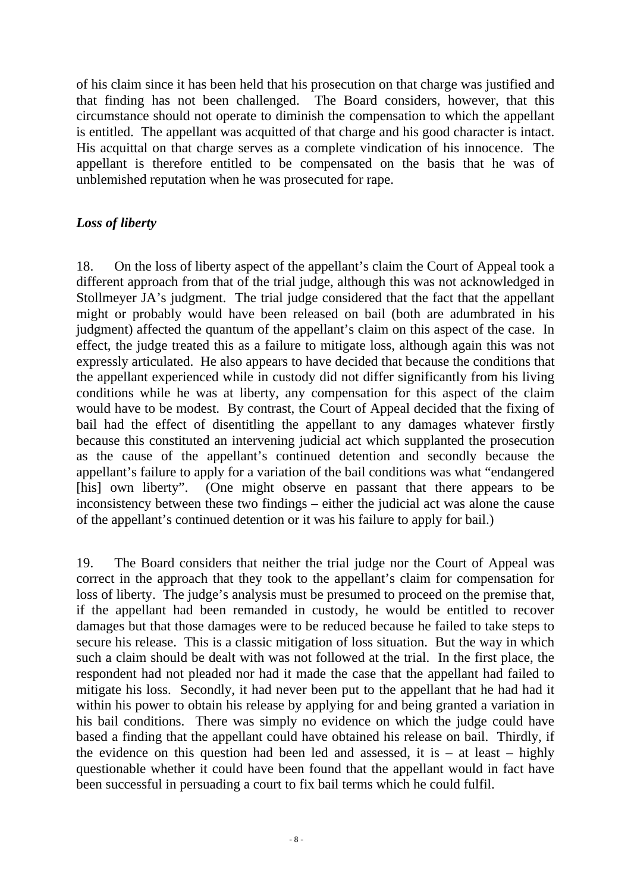of his claim since it has been held that his prosecution on that charge was justified and that finding has not been challenged. The Board considers, however, that this circumstance should not operate to diminish the compensation to which the appellant is entitled. The appellant was acquitted of that charge and his good character is intact. His acquittal on that charge serves as a complete vindication of his innocence. The appellant is therefore entitled to be compensated on the basis that he was of unblemished reputation when he was prosecuted for rape.

### *Loss of liberty*

18. On the loss of liberty aspect of the appellant's claim the Court of Appeal took a different approach from that of the trial judge, although this was not acknowledged in Stollmeyer JA's judgment. The trial judge considered that the fact that the appellant might or probably would have been released on bail (both are adumbrated in his judgment) affected the quantum of the appellant's claim on this aspect of the case. In effect, the judge treated this as a failure to mitigate loss, although again this was not expressly articulated. He also appears to have decided that because the conditions that the appellant experienced while in custody did not differ significantly from his living conditions while he was at liberty, any compensation for this aspect of the claim would have to be modest. By contrast, the Court of Appeal decided that the fixing of bail had the effect of disentitling the appellant to any damages whatever firstly because this constituted an intervening judicial act which supplanted the prosecution as the cause of the appellant's continued detention and secondly because the appellant's failure to apply for a variation of the bail conditions was what "endangered [his] own liberty". (One might observe en passant that there appears to be inconsistency between these two findings – either the judicial act was alone the cause of the appellant's continued detention or it was his failure to apply for bail.)

19. The Board considers that neither the trial judge nor the Court of Appeal was correct in the approach that they took to the appellant's claim for compensation for loss of liberty. The judge's analysis must be presumed to proceed on the premise that, if the appellant had been remanded in custody, he would be entitled to recover damages but that those damages were to be reduced because he failed to take steps to secure his release. This is a classic mitigation of loss situation. But the way in which such a claim should be dealt with was not followed at the trial. In the first place, the respondent had not pleaded nor had it made the case that the appellant had failed to mitigate his loss. Secondly, it had never been put to the appellant that he had had it within his power to obtain his release by applying for and being granted a variation in his bail conditions. There was simply no evidence on which the judge could have based a finding that the appellant could have obtained his release on bail. Thirdly, if the evidence on this question had been led and assessed, it is – at least – highly questionable whether it could have been found that the appellant would in fact have been successful in persuading a court to fix bail terms which he could fulfil.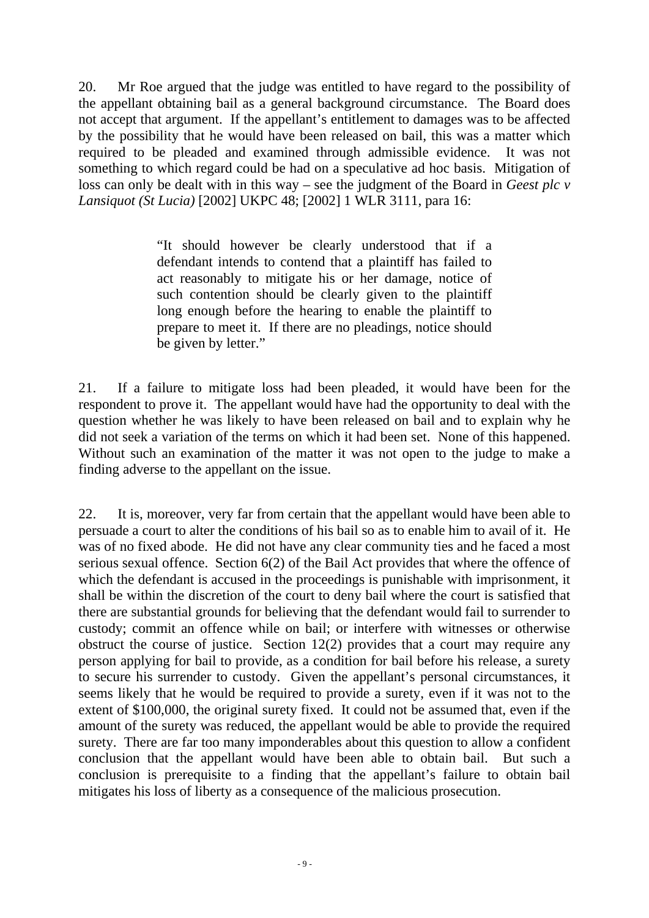20. Mr Roe argued that the judge was entitled to have regard to the possibility of the appellant obtaining bail as a general background circumstance. The Board does not accept that argument. If the appellant's entitlement to damages was to be affected by the possibility that he would have been released on bail, this was a matter which required to be pleaded and examined through admissible evidence. It was not something to which regard could be had on a speculative ad hoc basis. Mitigation of loss can only be dealt with in this way – see the judgment of the Board in *Geest plc v Lansiquot (St Lucia)* [2002] UKPC 48; [2002] 1 WLR 3111, para 16:

> "It should however be clearly understood that if a defendant intends to contend that a plaintiff has failed to act reasonably to mitigate his or her damage, notice of such contention should be clearly given to the plaintiff long enough before the hearing to enable the plaintiff to prepare to meet it. If there are no pleadings, notice should be given by letter."

21. If a failure to mitigate loss had been pleaded, it would have been for the respondent to prove it. The appellant would have had the opportunity to deal with the question whether he was likely to have been released on bail and to explain why he did not seek a variation of the terms on which it had been set. None of this happened. Without such an examination of the matter it was not open to the judge to make a finding adverse to the appellant on the issue.

22. It is, moreover, very far from certain that the appellant would have been able to persuade a court to alter the conditions of his bail so as to enable him to avail of it. He was of no fixed abode. He did not have any clear community ties and he faced a most serious sexual offence. Section 6(2) of the Bail Act provides that where the offence of which the defendant is accused in the proceedings is punishable with imprisonment, it shall be within the discretion of the court to deny bail where the court is satisfied that there are substantial grounds for believing that the defendant would fail to surrender to custody; commit an offence while on bail; or interfere with witnesses or otherwise obstruct the course of justice. Section 12(2) provides that a court may require any person applying for bail to provide, as a condition for bail before his release, a surety to secure his surrender to custody. Given the appellant's personal circumstances, it seems likely that he would be required to provide a surety, even if it was not to the extent of $100,000, the original surety fixed. It could not be assumed that, even if the amount of the surety was reduced, the appellant would be able to provide the required surety. There are far too many imponderables about this question to allow a confident conclusion that the appellant would have been able to obtain bail. But such a conclusion is prerequisite to a finding that the appellant's failure to obtain bail mitigates his loss of liberty as a consequence of the malicious prosecution.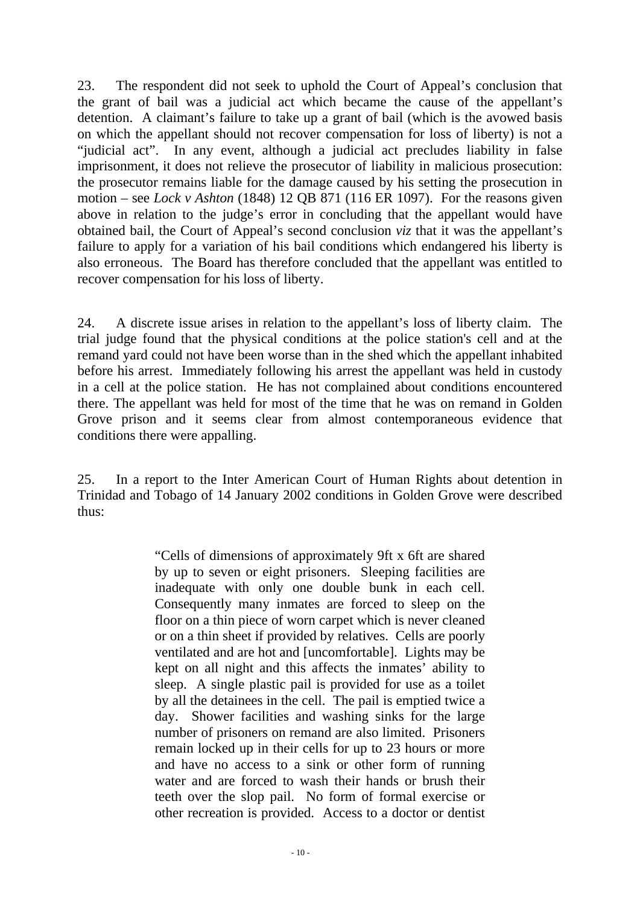23. The respondent did not seek to uphold the Court of Appeal's conclusion that the grant of bail was a judicial act which became the cause of the appellant's detention. A claimant's failure to take up a grant of bail (which is the avowed basis on which the appellant should not recover compensation for loss of liberty) is not a "judicial act". In any event, although a judicial act precludes liability in false imprisonment, it does not relieve the prosecutor of liability in malicious prosecution: the prosecutor remains liable for the damage caused by his setting the prosecution in motion – see *Lock v Ashton* (1848) 12 QB 871 (116 ER 1097). For the reasons given above in relation to the judge's error in concluding that the appellant would have obtained bail, the Court of Appeal's second conclusion *viz* that it was the appellant's failure to apply for a variation of his bail conditions which endangered his liberty is also erroneous. The Board has therefore concluded that the appellant was entitled to recover compensation for his loss of liberty.

24. A discrete issue arises in relation to the appellant's loss of liberty claim. The trial judge found that the physical conditions at the police station's cell and at the remand yard could not have been worse than in the shed which the appellant inhabited before his arrest. Immediately following his arrest the appellant was held in custody in a cell at the police station. He has not complained about conditions encountered there. The appellant was held for most of the time that he was on remand in Golden Grove prison and it seems clear from almost contemporaneous evidence that conditions there were appalling.

25. In a report to the Inter American Court of Human Rights about detention in Trinidad and Tobago of 14 January 2002 conditions in Golden Grove were described thus:

> "Cells of dimensions of approximately 9ft x 6ft are shared by up to seven or eight prisoners. Sleeping facilities are inadequate with only one double bunk in each cell. Consequently many inmates are forced to sleep on the floor on a thin piece of worn carpet which is never cleaned or on a thin sheet if provided by relatives. Cells are poorly ventilated and are hot and [uncomfortable]. Lights may be kept on all night and this affects the inmates' ability to sleep. A single plastic pail is provided for use as a toilet by all the detainees in the cell. The pail is emptied twice a day. Shower facilities and washing sinks for the large number of prisoners on remand are also limited. Prisoners remain locked up in their cells for up to 23 hours or more and have no access to a sink or other form of running water and are forced to wash their hands or brush their teeth over the slop pail. No form of formal exercise or other recreation is provided. Access to a doctor or dentist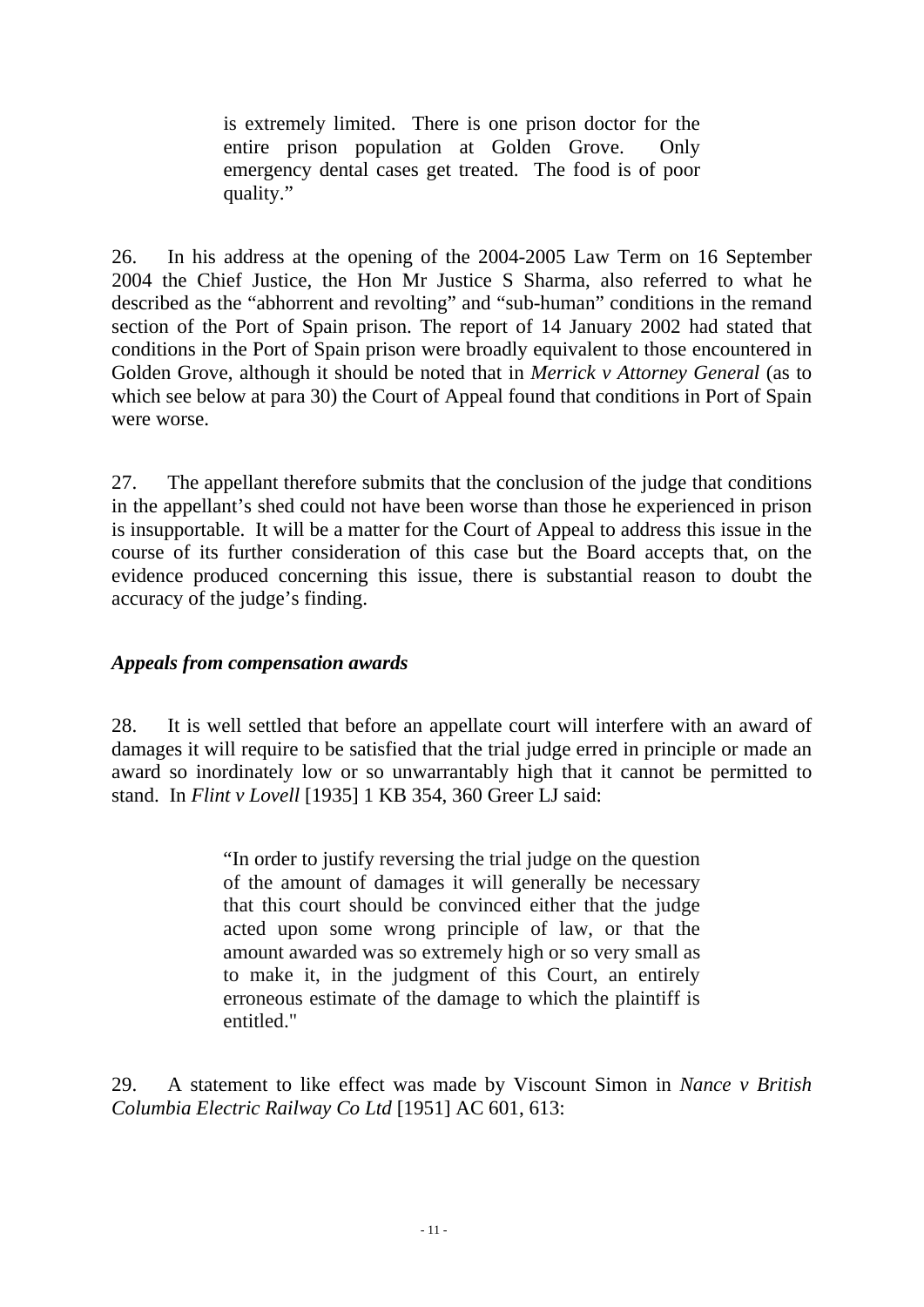> is extremely limited. There is one prison doctor for the entire prison population at Golden Grove. Only emergency dental cases get treated. The food is of poor quality."

26. In his address at the opening of the 2004-2005 Law Term on 16 September 2004 the Chief Justice, the Hon Mr Justice S Sharma, also referred to what he described as the "abhorrent and revolting" and "sub-human" conditions in the remand section of the Port of Spain prison. The report of 14 January 2002 had stated that conditions in the Port of Spain prison were broadly equivalent to those encountered in Golden Grove, although it should be noted that in *Merrick v Attorney General* (as to which see below at para 30) the Court of Appeal found that conditions in Port of Spain were worse.

27. The appellant therefore submits that the conclusion of the judge that conditions in the appellant's shed could not have been worse than those he experienced in prison is insupportable. It will be a matter for the Court of Appeal to address this issue in the course of its further consideration of this case but the Board accepts that, on the evidence produced concerning this issue, there is substantial reason to doubt the accuracy of the judge's finding.

### *Appeals from compensation awards*

28. It is well settled that before an appellate court will interfere with an award of damages it will require to be satisfied that the trial judge erred in principle or made an award so inordinately low or so unwarrantably high that it cannot be permitted to stand. In *Flint v Lovell* [1935] 1 KB 354, 360 Greer LJ said:

> "In order to justify reversing the trial judge on the question of the amount of damages it will generally be necessary that this court should be convinced either that the judge acted upon some wrong principle of law, or that the amount awarded was so extremely high or so very small as to make it, in the judgment of this Court, an entirely erroneous estimate of the damage to which the plaintiff is entitled."

29. A statement to like effect was made by Viscount Simon in *Nance v British Columbia Electric Railway Co Ltd* [1951] AC 601, 613: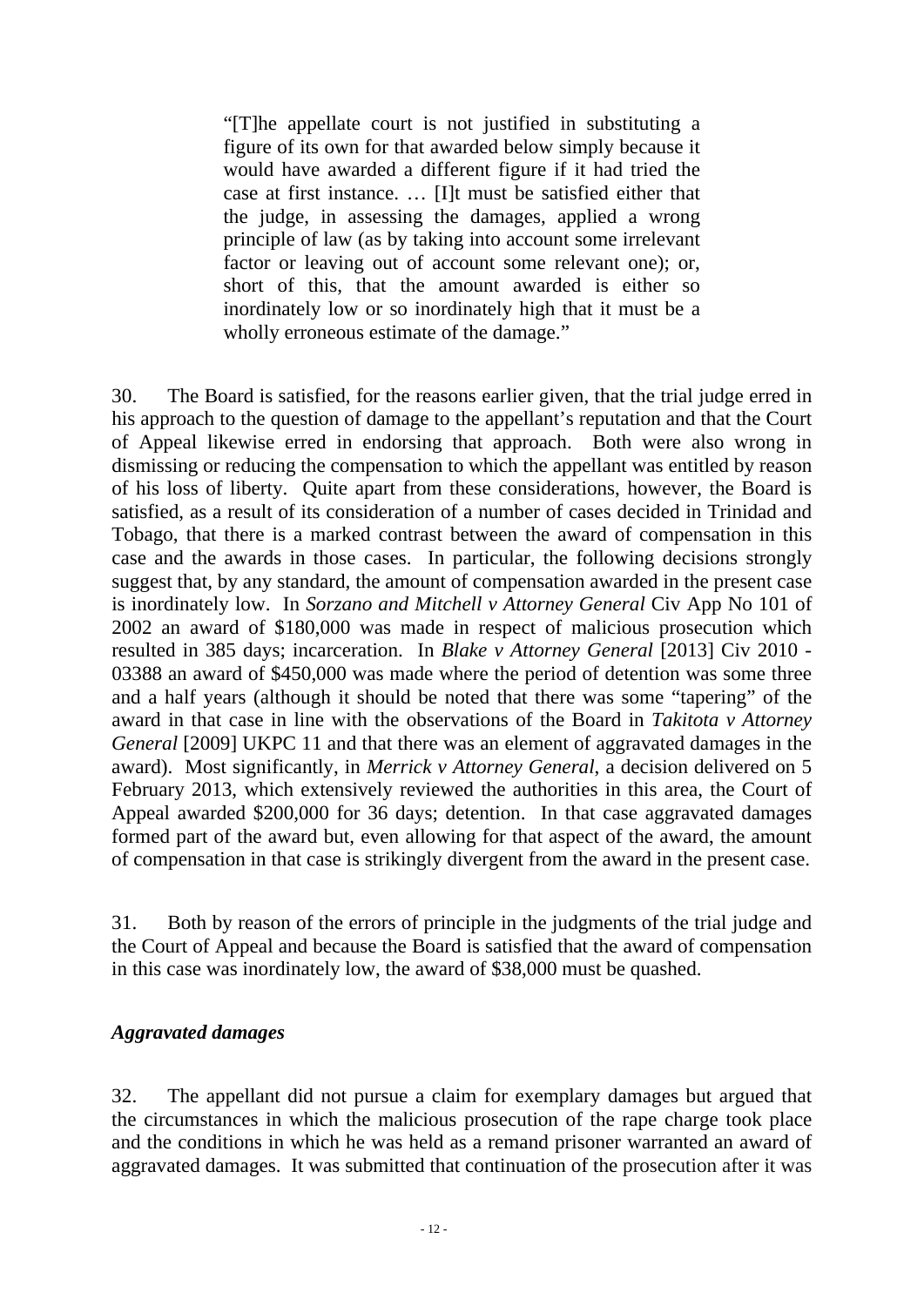> "[T]he appellate court is not justified in substituting a figure of its own for that awarded below simply because it would have awarded a different figure if it had tried the case at first instance. … [I]t must be satisfied either that the judge, in assessing the damages, applied a wrong principle of law (as by taking into account some irrelevant factor or leaving out of account some relevant one); or, short of this, that the amount awarded is either so inordinately low or so inordinately high that it must be a wholly erroneous estimate of the damage."

30. The Board is satisfied, for the reasons earlier given, that the trial judge erred in his approach to the question of damage to the appellant's reputation and that the Court of Appeal likewise erred in endorsing that approach. Both were also wrong in dismissing or reducing the compensation to which the appellant was entitled by reason of his loss of liberty. Quite apart from these considerations, however, the Board is satisfied, as a result of its consideration of a number of cases decided in Trinidad and Tobago, that there is a marked contrast between the award of compensation in this case and the awards in those cases. In particular, the following decisions strongly suggest that, by any standard, the amount of compensation awarded in the present case is inordinately low. In *Sorzano and Mitchell v Attorney General* Civ App No 101 of 2002 an award of $180,000 was made in respect of malicious prosecution which resulted in 385 days; incarceration. In *Blake v Attorney General* [2013] Civ 2010 - 03388 an award of $450,000 was made where the period of detention was some three and a half years (although it should be noted that there was some "tapering" of the award in that case in line with the observations of the Board in *Takitota v Attorney General* [2009] UKPC 11 and that there was an element of aggravated damages in the award). Most significantly, in *Merrick v Attorney General*, a decision delivered on 5 February 2013, which extensively reviewed the authorities in this area, the Court of Appeal awarded $200,000 for 36 days; detention. In that case aggravated damages formed part of the award but, even allowing for that aspect of the award, the amount of compensation in that case is strikingly divergent from the award in the present case.

31. Both by reason of the errors of principle in the judgments of the trial judge and the Court of Appeal and because the Board is satisfied that the award of compensation in this case was inordinately low, the award of $38,000 must be quashed.

### *Aggravated damages*

32. The appellant did not pursue a claim for exemplary damages but argued that the circumstances in which the malicious prosecution of the rape charge took place and the conditions in which he was held as a remand prisoner warranted an award of aggravated damages. It was submitted that continuation of the prosecution after it was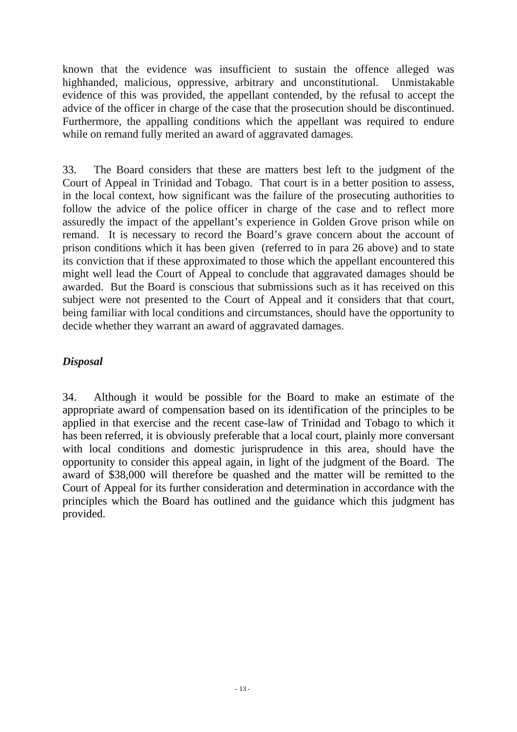known that the evidence was insufficient to sustain the offence alleged was highhanded, malicious, oppressive, arbitrary and unconstitutional. Unmistakable evidence of this was provided, the appellant contended, by the refusal to accept the advice of the officer in charge of the case that the prosecution should be discontinued. Furthermore, the appalling conditions which the appellant was required to endure while on remand fully merited an award of aggravated damages.

33. The Board considers that these are matters best left to the judgment of the Court of Appeal in Trinidad and Tobago. That court is in a better position to assess, in the local context, how significant was the failure of the prosecuting authorities to follow the advice of the police officer in charge of the case and to reflect more assuredly the impact of the appellant's experience in Golden Grove prison while on remand. It is necessary to record the Board's grave concern about the account of prison conditions which it has been given (referred to in para 26 above) and to state its conviction that if these approximated to those which the appellant encountered this might well lead the Court of Appeal to conclude that aggravated damages should be awarded. But the Board is conscious that submissions such as it has received on this subject were not presented to the Court of Appeal and it considers that that court, being familiar with local conditions and circumstances, should have the opportunity to decide whether they warrant an award of aggravated damages.

### *Disposal*

34. Although it would be possible for the Board to make an estimate of the appropriate award of compensation based on its identification of the principles to be applied in that exercise and the recent case-law of Trinidad and Tobago to which it has been referred, it is obviously preferable that a local court, plainly more conversant with local conditions and domestic jurisprudence in this area, should have the opportunity to consider this appeal again, in light of the judgment of the Board. The award of $38,000 will therefore be quashed and the matter will be remitted to the Court of Appeal for its further consideration and determination in accordance with the principles which the Board has outlined and the guidance which this judgment has provided.